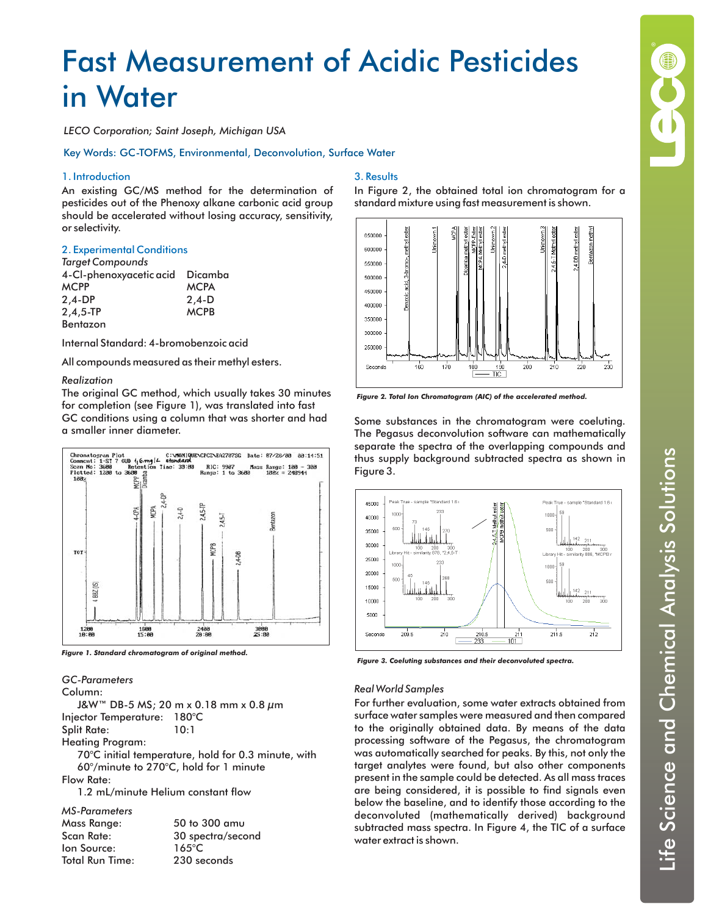# Fast Measurement of Acidic Pesticides in Water

*LECO Corporation; Saint Joseph, Michigan USA*

Key Words: GC-TOFMS, Environmental, Deconvolution, Surface Water

## 1. Introduction

An existing GC/MS method for the determination of pesticides out of the Phenoxy alkane carbonic acid group should be accelerated without losing accuracy, sensitivity, or selectivity.

## 2. Experimental Conditions

*Target Compounds*

| | |
|---|---|
| 4-Cl-phenoxyacetic acid | Dicamba |
| MCPP | MCPA |
| 2,4-DP | 2,4-D |
| 2,4,5-TP | MCPB |
| Bentazon | |

Internal Standard: 4-bromobenzoic acid

All compounds measured as their methyl esters.

*Realization*

The original GC method, which usually takes 30 minutes for completion (see Figure 1), was translated into fast GC conditions using a column that was shorter and had a smaller inner diameter.

***Figure 1. Standard chromatogram of original method.***

*GC-Parameters*

Column:
J&W™ DB-5 MS; 20 m x 0.18 mm x 0.8 μm

Injector Temperature: 180°C

Split Rate: 10:1

Heating Program:
70°C initial temperature, hold for 0.3 minute, with 60°/minute to 270°C, hold for 1 minute

Flow Rate:
1.2 mL/minute Helium constant flow

*MS-Parameters*

| | |
|---|---|
| Mass Range: | 50 to 300 amu |
| Scan Rate: | 30 spectra/second |
| Ion Source: | 165°C |
| Total Run Time: | 230 seconds |

## 3. Results

In Figure 2, the obtained total ion chromatogram for a standard mixture using fast measurement is shown.

***Figure 2. Total Ion Chromatogram (AIC) of the accelerated method.***

Some substances in the chromatogram were coeluting. The Pegasus deconvolution software can mathematically separate the spectra of the overlapping compounds and thus supply background subtracted spectra as shown in Figure 3.

***Figure 3. Coeluting substances and their deconvoluted spectra.***

*Real World Samples*

For further evaluation, some water extracts obtained from surface water samples were measured and then compared to the originally obtained data. By means of the data processing software of the Pegasus, the chromatogram was automatically searched for peaks. By this, not only the target analytes were found, but also other components present in the sample could be detected. As all mass traces are being considered, it is possible to find signals even below the baseline, and to identify those according to the deconvoluted (mathematically derived) background subtracted mass spectra. In Figure 4, the TIC of a surface water extract is shown.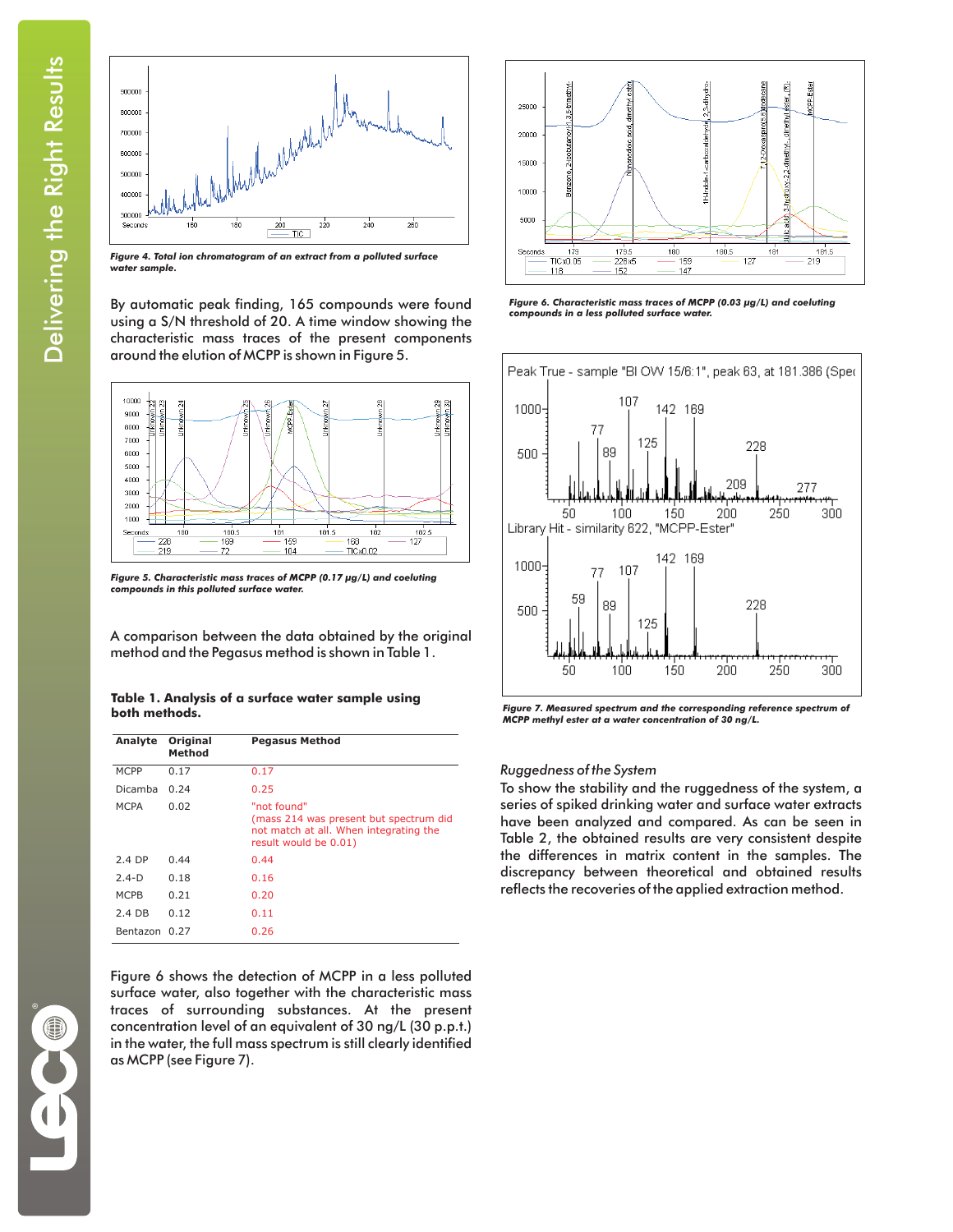*Figure 4. Total ion chromatogram of an extract from a polluted surface water sample.*

By automatic peak finding, 165 compounds were found using a S/N threshold of 20. A time window showing the characteristic mass traces of the present components around the elution of MCPP is shown in Figure 5.

*Figure 5. Characteristic mass traces of MCPP (0.17 µg/L) and coeluting compounds in this polluted surface water.*

A comparison between the data obtained by the original method and the Pegasus method is shown in Table 1.

**Table 1. Analysis of a surface water sample using both methods.**

| Analyte | Original Method | Pegasus Method |
|---|---|---|
| MCPP | 0.17 | 0.17 |
| Dicamba | 0.24 | 0.25 |
| MCPA | 0.02 | "not found" (mass 214 was present but spectrum did not match at all. When integrating the result would be 0.01) |
| 2.4 DP | 0.44 | 0.44 |
| 2.4-D | 0.18 | 0.16 |
| MCPB | 0.21 | 0.20 |
| 2.4 DB | 0.12 | 0.11 |
| Bentazon | 0.27 | 0.26 |

Figure 6 shows the detection of MCPP in a less polluted surface water, also together with the characteristic mass traces of surrounding substances. At the present concentration level of an equivalent of 30 ng/L (30 p.p.t.) in the water, the full mass spectrum is still clearly identified as MCPP (see Figure 7).

*Figure 6. Characteristic mass traces of MCPP (0.03 µg/L) and coeluting compounds in a less polluted surface water.*

*Figure 7. Measured spectrum and the corresponding reference spectrum of MCPP methyl ester at a water concentration of 30 ng/L.*

*Ruggedness of the System*

To show the stability and the ruggedness of the system, a series of spiked drinking water and surface water extracts have been analyzed and compared. As can be seen in Table 2, the obtained results are very consistent despite the differences in matrix content in the samples. The discrepancy between theoretical and obtained results reflects the recoveries of the applied extraction method.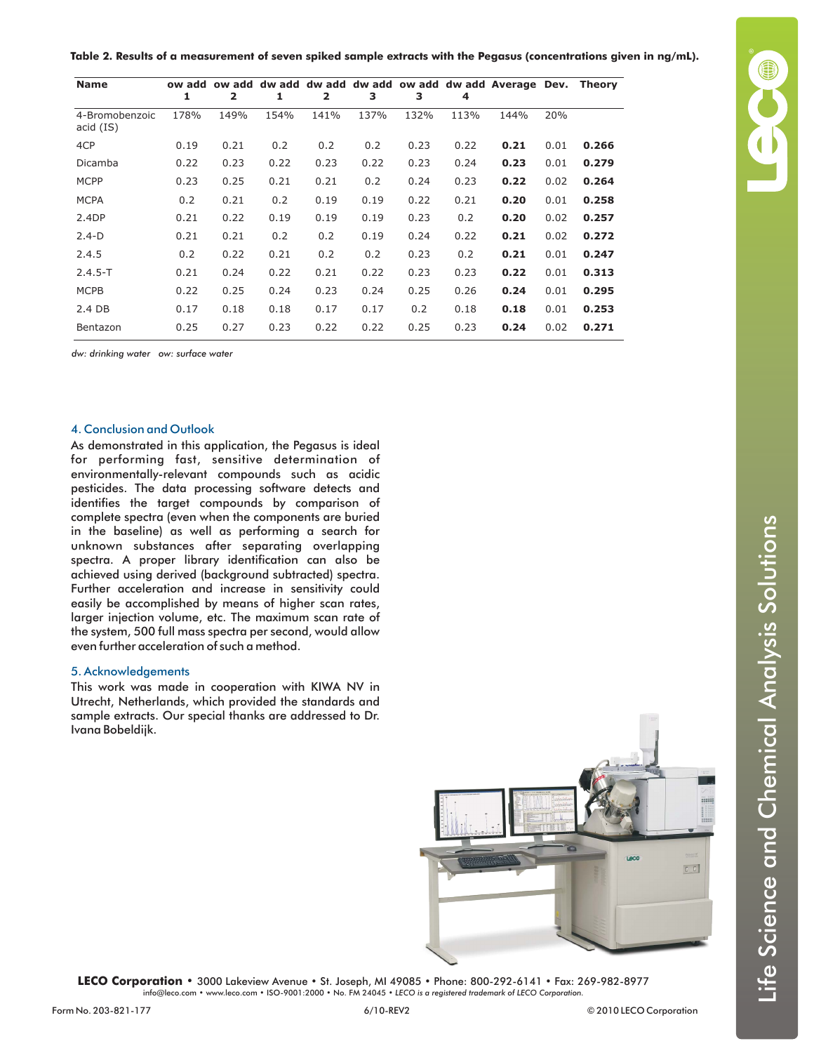**Table 2. Results of a measurement of seven spiked sample extracts with the Pegasus (concentrations given in ng/mL).**

| Name | ow add 1 | ow add 2 | dw add 1 | dw add 2 | dw add 3 | ow add 3 | dw add 4 | Average | Dev. | Theory |
|---|---|---|---|---|---|---|---|---|---|---|
| 4-Bromobenzoic acid (IS) | 178% | 149% | 154% | 141% | 137% | 132% | 113% | 144% | 20% | |
| 4CP | 0.19 | 0.21 | 0.2 | 0.2 | 0.2 | 0.23 | 0.22 | **0.21** | 0.01 | **0.266** |
| Dicamba | 0.22 | 0.23 | 0.22 | 0.23 | 0.22 | 0.23 | 0.24 | **0.23** | 0.01 | **0.279** |
| MCPP | 0.23 | 0.25 | 0.21 | 0.21 | 0.2 | 0.24 | 0.23 | **0.22** | 0.02 | **0.264** |
| MCPA | 0.2 | 0.21 | 0.2 | 0.19 | 0.19 | 0.22 | 0.21 | **0.20** | 0.01 | **0.258** |
| 2.4DP | 0.21 | 0.22 | 0.19 | 0.19 | 0.19 | 0.23 | 0.2 | **0.20** | 0.02 | **0.257** |
| 2.4-D | 0.21 | 0.21 | 0.2 | 0.2 | 0.19 | 0.24 | 0.22 | **0.21** | 0.02 | **0.272** |
| 2.4.5 | 0.2 | 0.22 | 0.21 | 0.2 | 0.2 | 0.23 | 0.2 | **0.21** | 0.01 | **0.247** |
| 2.4.5-T | 0.21 | 0.24 | 0.22 | 0.21 | 0.22 | 0.23 | 0.23 | **0.22** | 0.01 | **0.313** |
| MCPB | 0.22 | 0.25 | 0.24 | 0.23 | 0.24 | 0.25 | 0.26 | **0.24** | 0.01 | **0.295** |
| 2.4 DB | 0.17 | 0.18 | 0.18 | 0.17 | 0.17 | 0.2 | 0.18 | **0.18** | 0.01 | **0.253** |
| Bentazon | 0.25 | 0.27 | 0.23 | 0.22 | 0.22 | 0.25 | 0.23 | **0.24** | 0.02 | **0.271** |

*dw: drinking water ow: surface water*

## 4. Conclusion and Outlook

As demonstrated in this application, the Pegasus is ideal for performing fast, sensitive determination of environmentally-relevant compounds such as acidic pesticides. The data processing software detects and identifies the target compounds by comparison of complete spectra (even when the components are buried in the baseline) as well as performing a search for unknown substances after separating overlapping spectra. A proper library identification can also be achieved using derived (background subtracted) spectra. Further acceleration and increase in sensitivity could easily be accomplished by means of higher scan rates, larger injection volume, etc. The maximum scan rate of the system, 500 full mass spectra per second, would allow even further acceleration of such a method.

## 5. Acknowledgements

This work was made in cooperation with KIWA NV in Utrecht, Netherlands, which provided the standards and sample extracts. Our special thanks are addressed to Dr. Ivana Bobeldijk.

Life Science and Chemical Analysis Solutions

**LECO Corporation** • 3000 Lakeview Avenue • St. Joseph, MI 49085 • Phone: 800-292-6141 • Fax: 269-982-8977
info@leco.com • www.leco.com • ISO-9001:2000 • No. FM 24045 • *LECO is a registered trademark of LECO Corporation.*

Form No. 203-821-177 6/10-REV2 © 2010 LECO Corporation